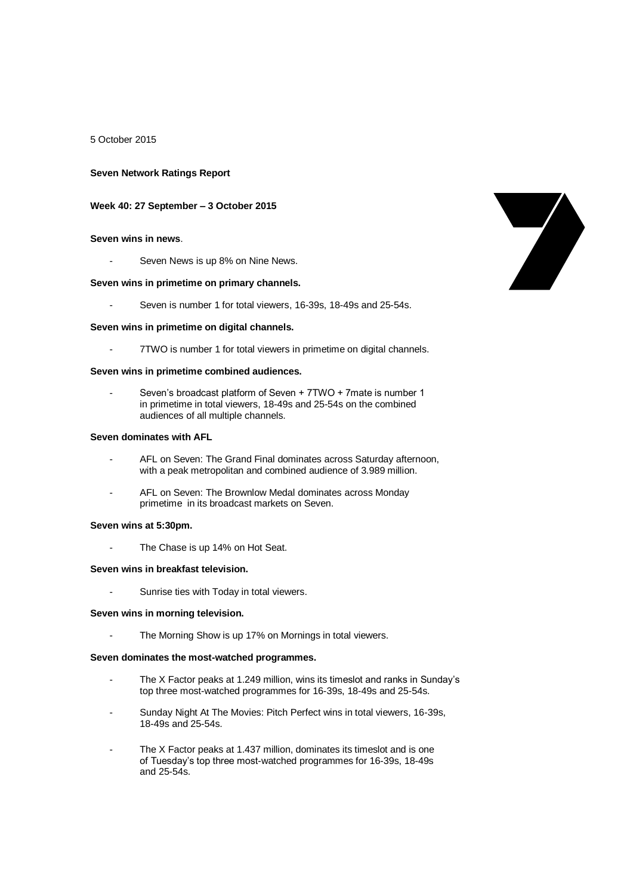5 October 2015

**Seven Network Ratings Report**

**Week 40: 27 September – 3 October 2015**

**Seven wins in news**.

- Seven News is up 8% on Nine News.

**Seven wins in primetime on primary channels.**

- Seven is number 1 for total viewers, 16-39s, 18-49s and 25-54s.

**Seven wins in primetime on digital channels.**

- 7TWO is number 1 for total viewers in primetime on digital channels.

**Seven wins in primetime combined audiences.**

- Seven's broadcast platform of Seven + 7TWO + 7mate is number 1 in primetime in total viewers, 18-49s and 25-54s on the combined audiences of all multiple channels.

**Seven dominates with AFL**

- AFL on Seven: The Grand Final dominates across Saturday afternoon, with a peak metropolitan and combined audience of 3.989 million.
- AFL on Seven: The Brownlow Medal dominates across Monday primetime in its broadcast markets on Seven.

**Seven wins at 5:30pm.**

- The Chase is up 14% on Hot Seat.

**Seven wins in breakfast television.**

- Sunrise ties with Today in total viewers.

**Seven wins in morning television.**

- The Morning Show is up 17% on Mornings in total viewers.

**Seven dominates the most-watched programmes.**

- The X Factor peaks at 1.249 million, wins its timeslot and ranks in Sunday's top three most-watched programmes for 16-39s, 18-49s and 25-54s.
- Sunday Night At The Movies: Pitch Perfect wins in total viewers, 16-39s, 18-49s and 25-54s.
- The X Factor peaks at 1.437 million, dominates its timeslot and is one of Tuesday's top three most-watched programmes for 16-39s, 18-49s and 25-54s.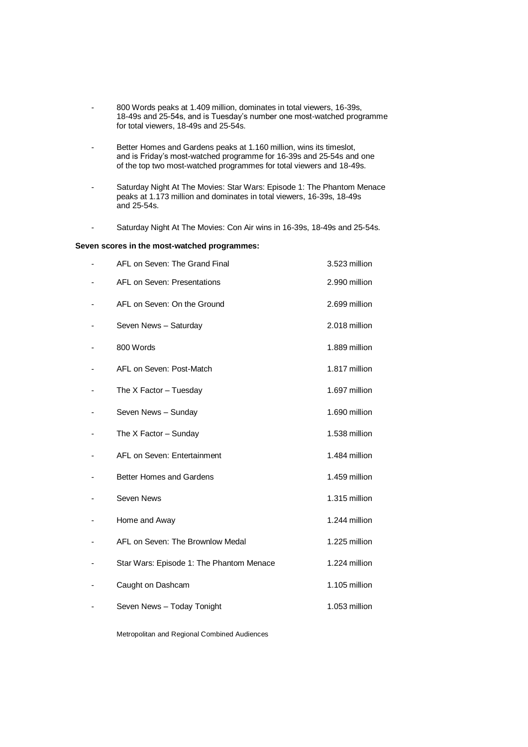- 800 Words peaks at 1.409 million, dominates in total viewers, 16-39s, 18-49s and 25-54s, and is Tuesday's number one most-watched programme for total viewers, 18-49s and 25-54s.

- Better Homes and Gardens peaks at 1.160 million, wins its timeslot, and is Friday's most-watched programme for 16-39s and 25-54s and one of the top two most-watched programmes for total viewers and 18-49s.

- Saturday Night At The Movies: Star Wars: Episode 1: The Phantom Menace peaks at 1.173 million and dominates in total viewers, 16-39s, 18-49s and 25-54s.

- Saturday Night At The Movies: Con Air wins in 16-39s, 18-49s and 25-54s.

**Seven scores in the most-watched programmes:**

| | |
|---|---|
| - AFL on Seven: The Grand Final | 3.523 million |
| - AFL on Seven: Presentations | 2.990 million |
| - AFL on Seven: On the Ground | 2.699 million |
| - Seven News – Saturday | 2.018 million |
| - 800 Words | 1.889 million |
| - AFL on Seven: Post-Match | 1.817 million |
| - The X Factor – Tuesday | 1.697 million |
| - Seven News – Sunday | 1.690 million |
| - The X Factor – Sunday | 1.538 million |
| - AFL on Seven: Entertainment | 1.484 million |
| - Better Homes and Gardens | 1.459 million |
| - Seven News | 1.315 million |
| - Home and Away | 1.244 million |
| - AFL on Seven: The Brownlow Medal | 1.225 million |
| - Star Wars: Episode 1: The Phantom Menace | 1.224 million |
| - Caught on Dashcam | 1.105 million |
| - Seven News – Today Tonight | 1.053 million |

Metropolitan and Regional Combined Audiences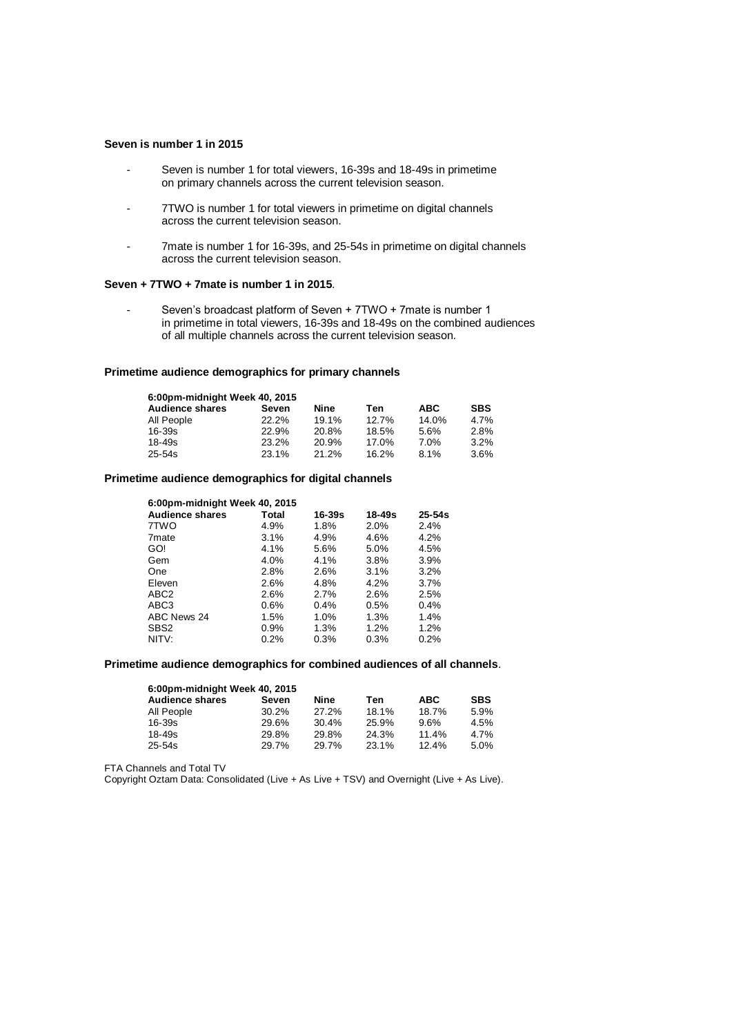**Seven is number 1 in 2015**

- Seven is number 1 for total viewers, 16-39s and 18-49s in primetime on primary channels across the current television season.
- 7TWO is number 1 for total viewers in primetime on digital channels across the current television season.
- 7mate is number 1 for 16-39s, and 25-54s in primetime on digital channels across the current television season.

**Seven + 7TWO + 7mate is number 1 in 2015**.

- Seven's broadcast platform of Seven + 7TWO + 7mate is number 1 in primetime in total viewers, 16-39s and 18-49s on the combined audiences of all multiple channels across the current television season.

**Primetime audience demographics for primary channels**

**6:00pm-midnight Week 40, 2015**

| Audience shares | Seven | Nine | Ten | ABC | SBS |
|---|---|---|---|---|---|
| All People | 22.2% | 19.1% | 12.7% | 14.0% | 4.7% |
| 16-39s | 22.9% | 20.8% | 18.5% | 5.6% | 2.8% |
| 18-49s | 23.2% | 20.9% | 17.0% | 7.0% | 3.2% |
| 25-54s | 23.1% | 21.2% | 16.2% | 8.1% | 3.6% |

**Primetime audience demographics for digital channels**

**6:00pm-midnight Week 40, 2015**

| Audience shares | Total | 16-39s | 18-49s | 25-54s |
|---|---|---|---|---|
| 7TWO | 4.9% | 1.8% | 2.0% | 2.4% |
| 7mate | 3.1% | 4.9% | 4.6% | 4.2% |
| GO! | 4.1% | 5.6% | 5.0% | 4.5% |
| Gem | 4.0% | 4.1% | 3.8% | 3.9% |
| One | 2.8% | 2.6% | 3.1% | 3.2% |
| Eleven | 2.6% | 4.8% | 4.2% | 3.7% |
| ABC2 | 2.6% | 2.7% | 2.6% | 2.5% |
| ABC3 | 0.6% | 0.4% | 0.5% | 0.4% |
| ABC News 24 | 1.5% | 1.0% | 1.3% | 1.4% |
| SBS2 | 0.9% | 1.3% | 1.2% | 1.2% |
| NITV: | 0.2% | 0.3% | 0.3% | 0.2% |

**Primetime audience demographics for combined audiences of all channels**.

**6:00pm-midnight Week 40, 2015**

| Audience shares | Seven | Nine | Ten | ABC | SBS |
|---|---|---|---|---|---|
| All People | 30.2% | 27.2% | 18.1% | 18.7% | 5.9% |
| 16-39s | 29.6% | 30.4% | 25.9% | 9.6% | 4.5% |
| 18-49s | 29.8% | 29.8% | 24.3% | 11.4% | 4.7% |
| 25-54s | 29.7% | 29.7% | 23.1% | 12.4% | 5.0% |

FTA Channels and Total TV

Copyright Oztam Data: Consolidated (Live + As Live + TSV) and Overnight (Live + As Live).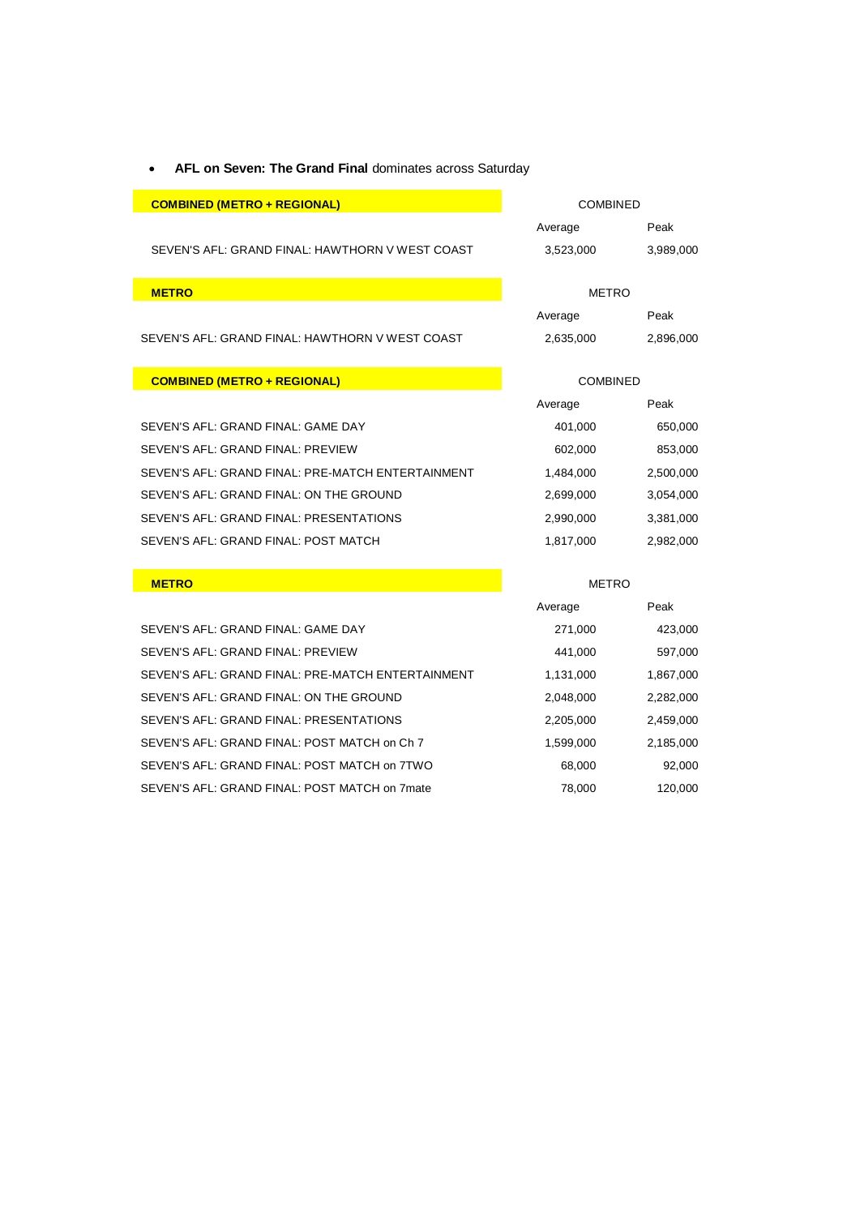- **AFL on Seven: The Grand Final** dominates across Saturday

| **COMBINED (METRO + REGIONAL)** | COMBINED | |
|---|---|---|
| | Average | Peak |
| SEVEN'S AFL: GRAND FINAL: HAWTHORN V WEST COAST | 3,523,000 | 3,989,000 |

| **METRO** | METRO | |
|---|---|---|
| | Average | Peak |
| SEVEN'S AFL: GRAND FINAL: HAWTHORN V WEST COAST | 2,635,000 | 2,896,000 |

| **COMBINED (METRO + REGIONAL)** | COMBINED | |
|---|---|---|
| | Average | Peak |
| SEVEN'S AFL: GRAND FINAL: GAME DAY | 401,000 | 650,000 |
| SEVEN'S AFL: GRAND FINAL: PREVIEW | 602,000 | 853,000 |
| SEVEN'S AFL: GRAND FINAL: PRE-MATCH ENTERTAINMENT | 1,484,000 | 2,500,000 |
| SEVEN'S AFL: GRAND FINAL: ON THE GROUND | 2,699,000 | 3,054,000 |
| SEVEN'S AFL: GRAND FINAL: PRESENTATIONS | 2,990,000 | 3,381,000 |
| SEVEN'S AFL: GRAND FINAL: POST MATCH | 1,817,000 | 2,982,000 |

| **METRO** | METRO | |
|---|---|---|
| | Average | Peak |
| SEVEN'S AFL: GRAND FINAL: GAME DAY | 271,000 | 423,000 |
| SEVEN'S AFL: GRAND FINAL: PREVIEW | 441,000 | 597,000 |
| SEVEN'S AFL: GRAND FINAL: PRE-MATCH ENTERTAINMENT | 1,131,000 | 1,867,000 |
| SEVEN'S AFL: GRAND FINAL: ON THE GROUND | 2,048,000 | 2,282,000 |
| SEVEN'S AFL: GRAND FINAL: PRESENTATIONS | 2,205,000 | 2,459,000 |
| SEVEN'S AFL: GRAND FINAL: POST MATCH on Ch 7 | 1,599,000 | 2,185,000 |
| SEVEN'S AFL: GRAND FINAL: POST MATCH on 7TWO | 68,000 | 92,000 |
| SEVEN'S AFL: GRAND FINAL: POST MATCH on 7mate | 78,000 | 120,000 |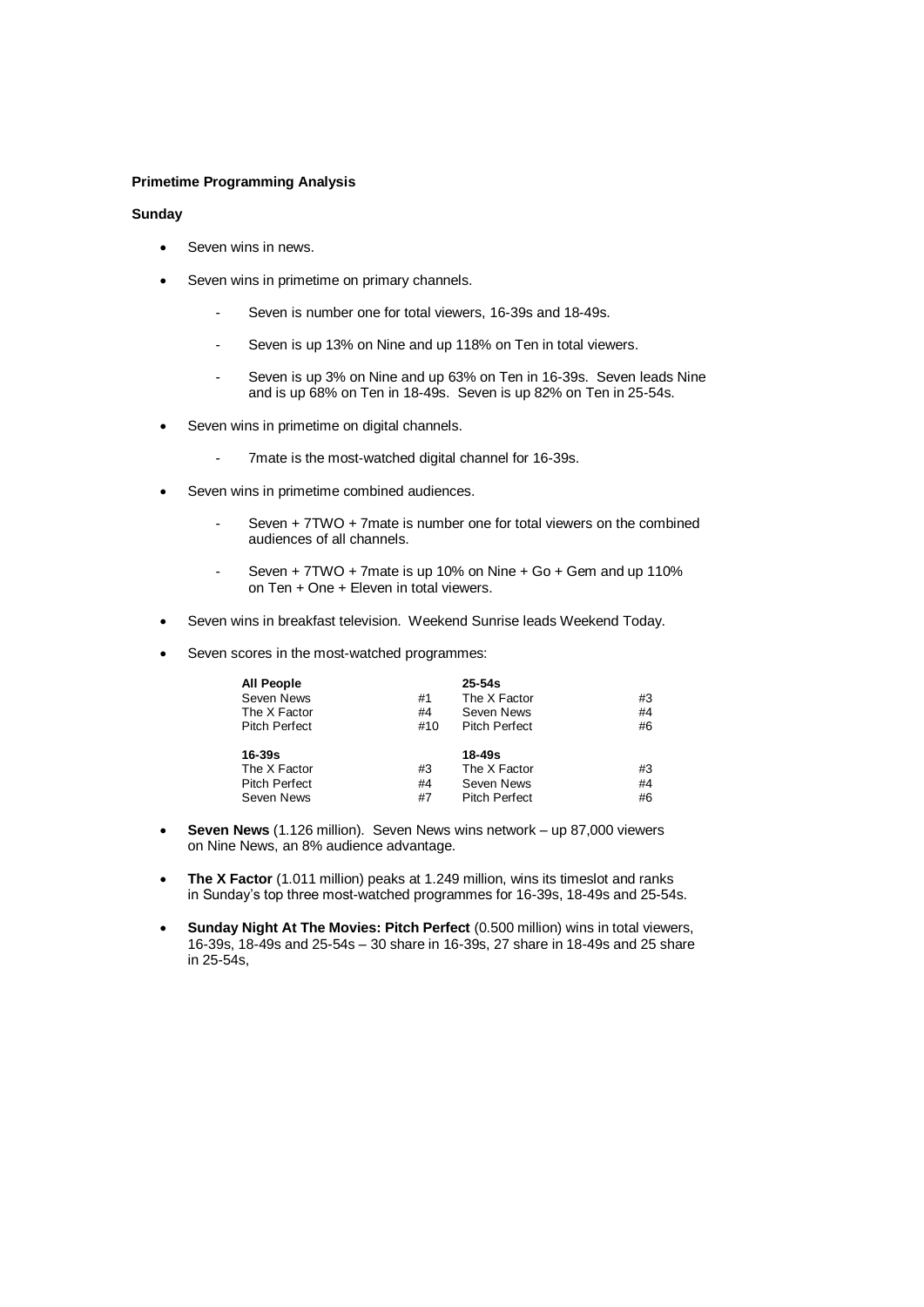**Primetime Programming Analysis**

**Sunday**

- Seven wins in news.
- Seven wins in primetime on primary channels.
  - Seven is number one for total viewers, 16-39s and 18-49s.
  - Seven is up 13% on Nine and up 118% on Ten in total viewers.
  - Seven is up 3% on Nine and up 63% on Ten in 16-39s. Seven leads Nine and is up 68% on Ten in 18-49s. Seven is up 82% on Ten in 25-54s.
- Seven wins in primetime on digital channels.
  - 7mate is the most-watched digital channel for 16-39s.
- Seven wins in primetime combined audiences.
  - Seven + 7TWO + 7mate is number one for total viewers on the combined audiences of all channels.
  - Seven + 7TWO + 7mate is up 10% on Nine + Go + Gem and up 110% on Ten + One + Eleven in total viewers.
- Seven wins in breakfast television. Weekend Sunrise leads Weekend Today.
- Seven scores in the most-watched programmes:

| | | | |
|---|---|---|---|
| **All People** | | **25-54s** | |
| Seven News | #1 | The X Factor | #3 |
| The X Factor | #4 | Seven News | #4 |
| Pitch Perfect | #10 | Pitch Perfect | #6 |
| **16-39s** | | **18-49s** | |
| The X Factor | #3 | The X Factor | #3 |
| Pitch Perfect | #4 | Seven News | #4 |
| Seven News | #7 | Pitch Perfect | #6 |

- **Seven News** (1.126 million). Seven News wins network – up 87,000 viewers on Nine News, an 8% audience advantage.
- **The X Factor** (1.011 million) peaks at 1.249 million, wins its timeslot and ranks in Sunday's top three most-watched programmes for 16-39s, 18-49s and 25-54s.
- **Sunday Night At The Movies: Pitch Perfect** (0.500 million) wins in total viewers, 16-39s, 18-49s and 25-54s – 30 share in 16-39s, 27 share in 18-49s and 25 share in 25-54s,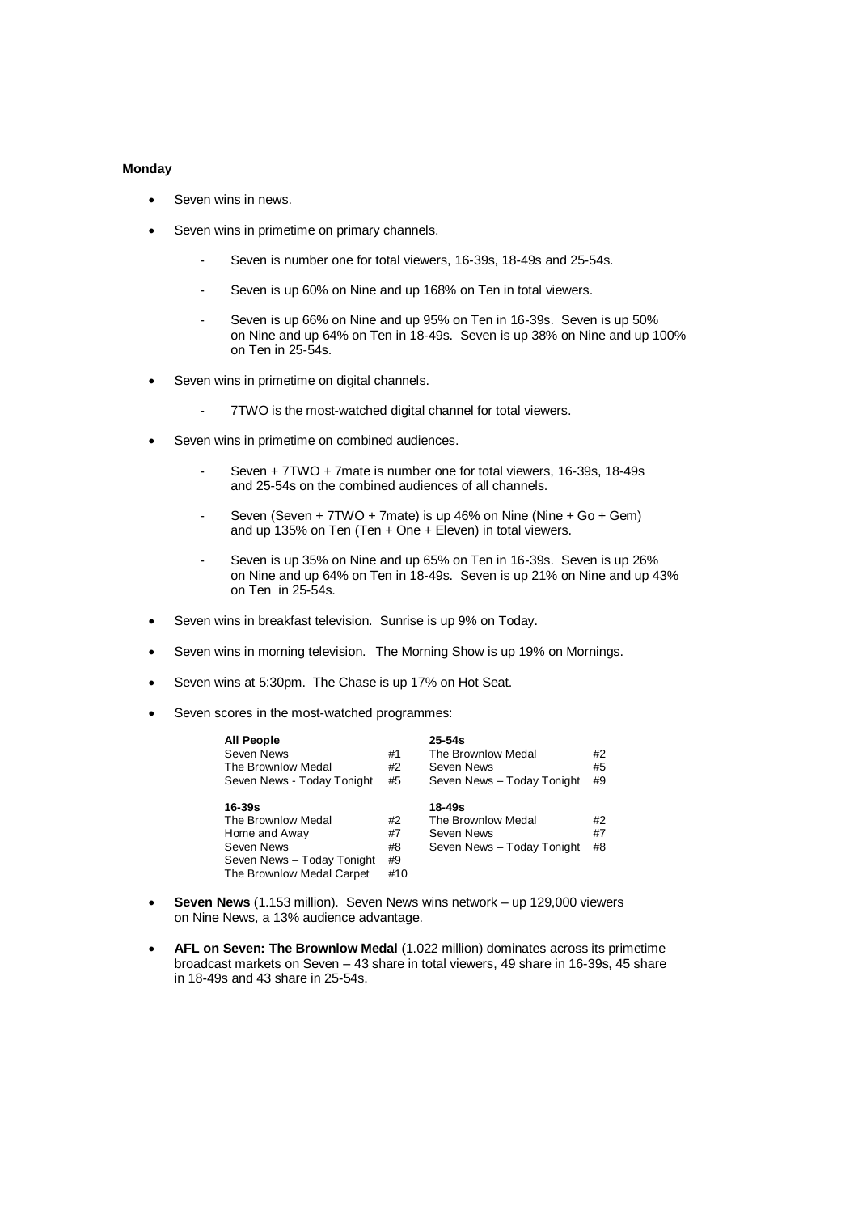**Monday**

- Seven wins in news.
- Seven wins in primetime on primary channels.
  - Seven is number one for total viewers, 16-39s, 18-49s and 25-54s.
  - Seven is up 60% on Nine and up 168% on Ten in total viewers.
  - Seven is up 66% on Nine and up 95% on Ten in 16-39s. Seven is up 50% on Nine and up 64% on Ten in 18-49s. Seven is up 38% on Nine and up 100% on Ten in 25-54s.
- Seven wins in primetime on digital channels.
  - 7TWO is the most-watched digital channel for total viewers.
- Seven wins in primetime on combined audiences.
  - Seven + 7TWO + 7mate is number one for total viewers, 16-39s, 18-49s and 25-54s on the combined audiences of all channels.
  - Seven (Seven + 7TWO + 7mate) is up 46% on Nine (Nine + Go + Gem) and up 135% on Ten (Ten + One + Eleven) in total viewers.
  - Seven is up 35% on Nine and up 65% on Ten in 16-39s. Seven is up 26% on Nine and up 64% on Ten in 18-49s. Seven is up 21% on Nine and up 43% on Ten in 25-54s.
- Seven wins in breakfast television. Sunrise is up 9% on Today.
- Seven wins in morning television. The Morning Show is up 19% on Mornings.
- Seven wins at 5:30pm. The Chase is up 17% on Hot Seat.
- Seven scores in the most-watched programmes:

| **All People** | | **25-54s** | |
|---|---|---|---|
| Seven News | #1 | The Brownlow Medal | #2 |
| The Brownlow Medal | #2 | Seven News | #5 |
| Seven News - Today Tonight | #5 | Seven News – Today Tonight | #9 |
| **16-39s** | | **18-49s** | |
| The Brownlow Medal | #2 | The Brownlow Medal | #2 |
| Home and Away | #7 | Seven News | #7 |
| Seven News | #8 | Seven News – Today Tonight | #8 |
| Seven News – Today Tonight | #9 | | |
| The Brownlow Medal Carpet | #10 | | |

- **Seven News** (1.153 million). Seven News wins network – up 129,000 viewers on Nine News, a 13% audience advantage.
- **AFL on Seven: The Brownlow Medal** (1.022 million) dominates across its primetime broadcast markets on Seven – 43 share in total viewers, 49 share in 16-39s, 45 share in 18-49s and 43 share in 25-54s.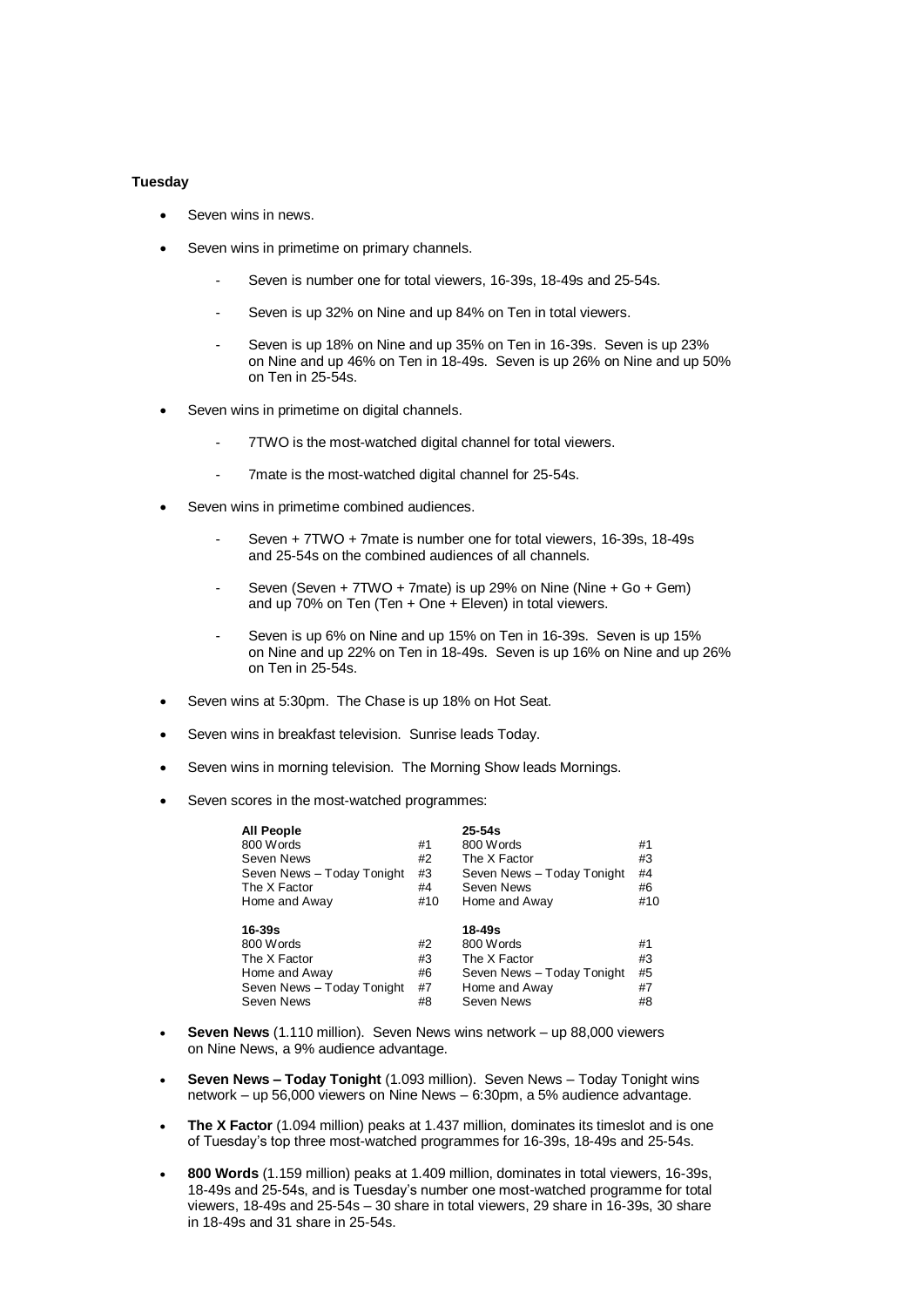**Tuesday**

- Seven wins in news.
- Seven wins in primetime on primary channels.
  - Seven is number one for total viewers, 16-39s, 18-49s and 25-54s.
  - Seven is up 32% on Nine and up 84% on Ten in total viewers.
  - Seven is up 18% on Nine and up 35% on Ten in 16-39s. Seven is up 23% on Nine and up 46% on Ten in 18-49s. Seven is up 26% on Nine and up 50% on Ten in 25-54s.
- Seven wins in primetime on digital channels.
  - 7TWO is the most-watched digital channel for total viewers.
  - 7mate is the most-watched digital channel for 25-54s.
- Seven wins in primetime combined audiences.
  - Seven + 7TWO + 7mate is number one for total viewers, 16-39s, 18-49s and 25-54s on the combined audiences of all channels.
  - Seven (Seven + 7TWO + 7mate) is up 29% on Nine (Nine + Go + Gem) and up 70% on Ten (Ten + One + Eleven) in total viewers.
  - Seven is up 6% on Nine and up 15% on Ten in 16-39s. Seven is up 15% on Nine and up 22% on Ten in 18-49s. Seven is up 16% on Nine and up 26% on Ten in 25-54s.
- Seven wins at 5:30pm. The Chase is up 18% on Hot Seat.
- Seven wins in breakfast television. Sunrise leads Today.
- Seven wins in morning television. The Morning Show leads Mornings.
- Seven scores in the most-watched programmes:

| **All People** | | **25-54s** | |
|---|---|---|---|
| 800 Words | #1 | 800 Words | #1 |
| Seven News | #2 | The X Factor | #3 |
| Seven News – Today Tonight | #3 | Seven News – Today Tonight | #4 |
| The X Factor | #4 | Seven News | #6 |
| Home and Away | #10 | Home and Away | #10 |

| **16-39s** | | **18-49s** | |
|---|---|---|---|
| 800 Words | #2 | 800 Words | #1 |
| The X Factor | #3 | The X Factor | #3 |
| Home and Away | #6 | Seven News – Today Tonight | #5 |
| Seven News – Today Tonight | #7 | Home and Away | #7 |
| Seven News | #8 | Seven News | #8 |

- **Seven News** (1.110 million). Seven News wins network – up 88,000 viewers on Nine News, a 9% audience advantage.
- **Seven News – Today Tonight** (1.093 million). Seven News – Today Tonight wins network – up 56,000 viewers on Nine News – 6:30pm, a 5% audience advantage.
- **The X Factor** (1.094 million) peaks at 1.437 million, dominates its timeslot and is one of Tuesday's top three most-watched programmes for 16-39s, 18-49s and 25-54s.
- **800 Words** (1.159 million) peaks at 1.409 million, dominates in total viewers, 16-39s, 18-49s and 25-54s, and is Tuesday's number one most-watched programme for total viewers, 18-49s and 25-54s – 30 share in total viewers, 29 share in 16-39s, 30 share in 18-49s and 31 share in 25-54s.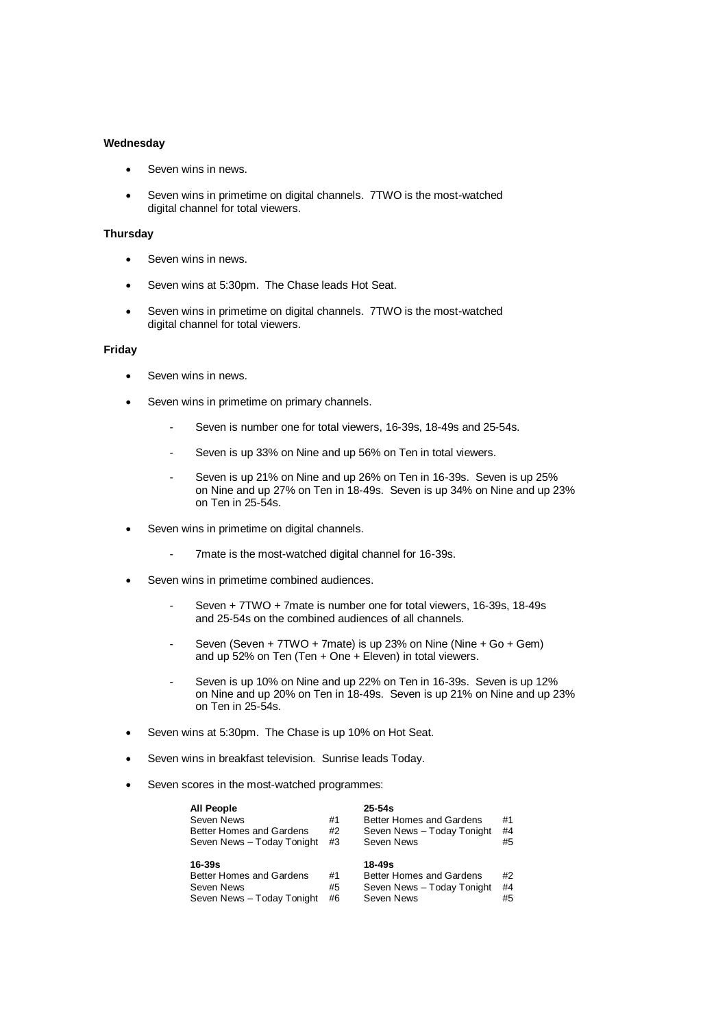**Wednesday**

- Seven wins in news.
- Seven wins in primetime on digital channels. 7TWO is the most-watched digital channel for total viewers.

**Thursday**

- Seven wins in news.
- Seven wins at 5:30pm. The Chase leads Hot Seat.
- Seven wins in primetime on digital channels. 7TWO is the most-watched digital channel for total viewers.

**Friday**

- Seven wins in news.
- Seven wins in primetime on primary channels.
  - Seven is number one for total viewers, 16-39s, 18-49s and 25-54s.
  - Seven is up 33% on Nine and up 56% on Ten in total viewers.
  - Seven is up 21% on Nine and up 26% on Ten in 16-39s. Seven is up 25% on Nine and up 27% on Ten in 18-49s. Seven is up 34% on Nine and up 23% on Ten in 25-54s.
- Seven wins in primetime on digital channels.
  - 7mate is the most-watched digital channel for 16-39s.
- Seven wins in primetime combined audiences.
  - Seven + 7TWO + 7mate is number one for total viewers, 16-39s, 18-49s and 25-54s on the combined audiences of all channels.
  - Seven (Seven + 7TWO + 7mate) is up 23% on Nine (Nine + Go + Gem) and up 52% on Ten (Ten + One + Eleven) in total viewers.
  - Seven is up 10% on Nine and up 22% on Ten in 16-39s. Seven is up 12% on Nine and up 20% on Ten in 18-49s. Seven is up 21% on Nine and up 23% on Ten in 25-54s.
- Seven wins at 5:30pm. The Chase is up 10% on Hot Seat.
- Seven wins in breakfast television. Sunrise leads Today.
- Seven scores in the most-watched programmes:

| **All People** | | **25-54s** | |
|---|---|---|---|
| Seven News | #1 | Better Homes and Gardens | #1 |
| Better Homes and Gardens | #2 | Seven News – Today Tonight | #4 |
| Seven News – Today Tonight | #3 | Seven News | #5 |
| **16-39s** | | **18-49s** | |
| Better Homes and Gardens | #1 | Better Homes and Gardens | #2 |
| Seven News | #5 | Seven News – Today Tonight | #4 |
| Seven News – Today Tonight | #6 | Seven News | #5 |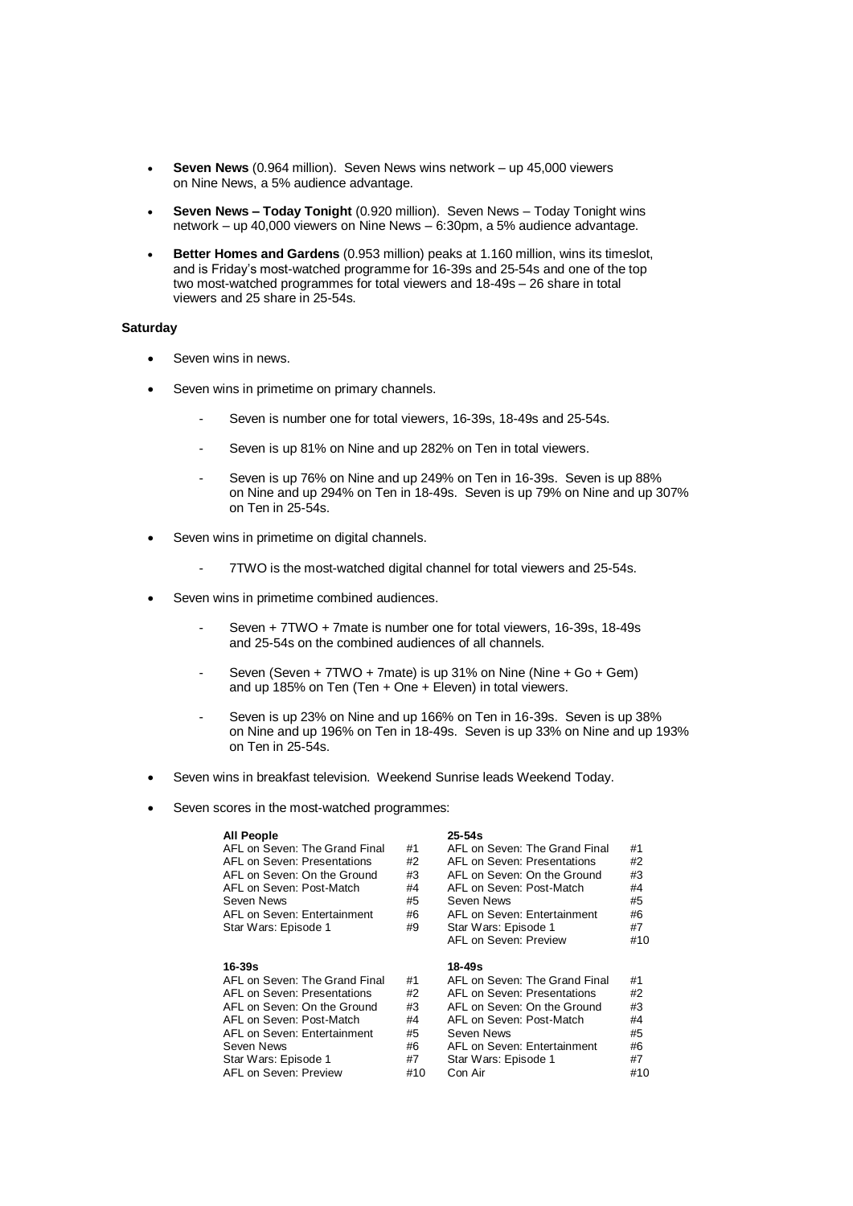- **Seven News** (0.964 million). Seven News wins network – up 45,000 viewers on Nine News, a 5% audience advantage.

- **Seven News – Today Tonight** (0.920 million). Seven News – Today Tonight wins network – up 40,000 viewers on Nine News – 6:30pm, a 5% audience advantage.

- **Better Homes and Gardens** (0.953 million) peaks at 1.160 million, wins its timeslot, and is Friday's most-watched programme for 16-39s and 25-54s and one of the top two most-watched programmes for total viewers and 18-49s – 26 share in total viewers and 25 share in 25-54s.

**Saturday**

- Seven wins in news.

- Seven wins in primetime on primary channels.

  - Seven is number one for total viewers, 16-39s, 18-49s and 25-54s.

  - Seven is up 81% on Nine and up 282% on Ten in total viewers.

  - Seven is up 76% on Nine and up 249% on Ten in 16-39s. Seven is up 88% on Nine and up 294% on Ten in 18-49s. Seven is up 79% on Nine and up 307% on Ten in 25-54s.

- Seven wins in primetime on digital channels.

  - 7TWO is the most-watched digital channel for total viewers and 25-54s.

- Seven wins in primetime combined audiences.

  - Seven + 7TWO + 7mate is number one for total viewers, 16-39s, 18-49s and 25-54s on the combined audiences of all channels.

  - Seven (Seven + 7TWO + 7mate) is up 31% on Nine (Nine + Go + Gem) and up 185% on Ten (Ten + One + Eleven) in total viewers.

  - Seven is up 23% on Nine and up 166% on Ten in 16-39s. Seven is up 38% on Nine and up 196% on Ten in 18-49s. Seven is up 33% on Nine and up 193% on Ten in 25-54s.

- Seven wins in breakfast television. Weekend Sunrise leads Weekend Today.

- Seven scores in the most-watched programmes:

| **All People** | | **25-54s** | |
|---|---|---|---|
| AFL on Seven: The Grand Final | #1 | AFL on Seven: The Grand Final | #1 |
| AFL on Seven: Presentations | #2 | AFL on Seven: Presentations | #2 |
| AFL on Seven: On the Ground | #3 | AFL on Seven: On the Ground | #3 |
| AFL on Seven: Post-Match | #4 | AFL on Seven: Post-Match | #4 |
| Seven News | #5 | Seven News | #5 |
| AFL on Seven: Entertainment | #6 | AFL on Seven: Entertainment | #6 |
| Star Wars: Episode 1 | #9 | Star Wars: Episode 1 | #7 |
| | | AFL on Seven: Preview | #10 |

| **16-39s** | | **18-49s** | |
|---|---|---|---|
| AFL on Seven: The Grand Final | #1 | AFL on Seven: The Grand Final | #1 |
| AFL on Seven: Presentations | #2 | AFL on Seven: Presentations | #2 |
| AFL on Seven: On the Ground | #3 | AFL on Seven: On the Ground | #3 |
| AFL on Seven: Post-Match | #4 | AFL on Seven: Post-Match | #4 |
| AFL on Seven: Entertainment | #5 | Seven News | #5 |
| Seven News | #6 | AFL on Seven: Entertainment | #6 |
| Star Wars: Episode 1 | #7 | Star Wars: Episode 1 | #7 |
| AFL on Seven: Preview | #10 | Con Air | #10 |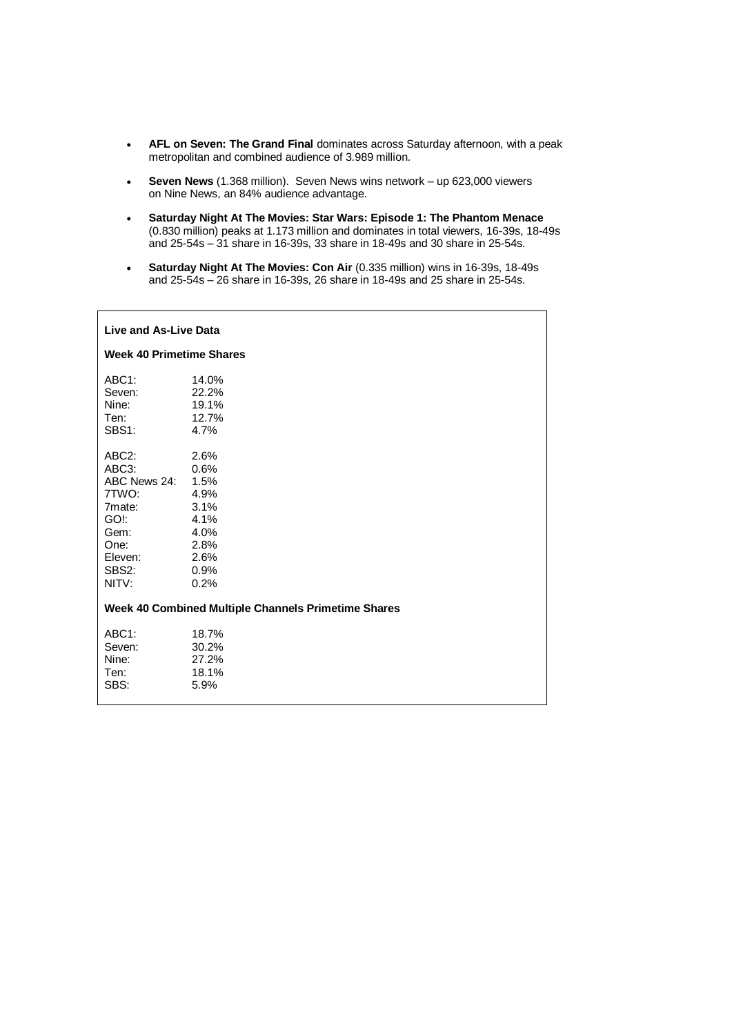- **AFL on Seven: The Grand Final** dominates across Saturday afternoon, with a peak metropolitan and combined audience of 3.989 million.
- **Seven News** (1.368 million). Seven News wins network – up 623,000 viewers on Nine News, an 84% audience advantage.
- **Saturday Night At The Movies: Star Wars: Episode 1: The Phantom Menace** (0.830 million) peaks at 1.173 million and dominates in total viewers, 16-39s, 18-49s and 25-54s – 31 share in 16-39s, 33 share in 18-49s and 30 share in 25-54s.
- **Saturday Night At The Movies: Con Air** (0.335 million) wins in 16-39s, 18-49s and 25-54s – 26 share in 16-39s, 26 share in 18-49s and 25 share in 25-54s.

**Live and As-Live Data**

**Week 40 Primetime Shares**

| | |
|---|---|
| ABC1: | 14.0% |
| Seven: | 22.2% |
| Nine: | 19.1% |
| Ten: | 12.7% |
| SBS1: | 4.7% |

| | |
|---|---|
| ABC2: | 2.6% |
| ABC3: | 0.6% |
| ABC News 24: | 1.5% |
| 7TWO: | 4.9% |
| 7mate: | 3.1% |
| GO!: | 4.1% |
| Gem: | 4.0% |
| One: | 2.8% |
| Eleven: | 2.6% |
| SBS2: | 0.9% |
| NITV: | 0.2% |

**Week 40 Combined Multiple Channels Primetime Shares**

| | |
|---|---|
| ABC1: | 18.7% |
| Seven: | 30.2% |
| Nine: | 27.2% |
| Ten: | 18.1% |
| SBS: | 5.9% |